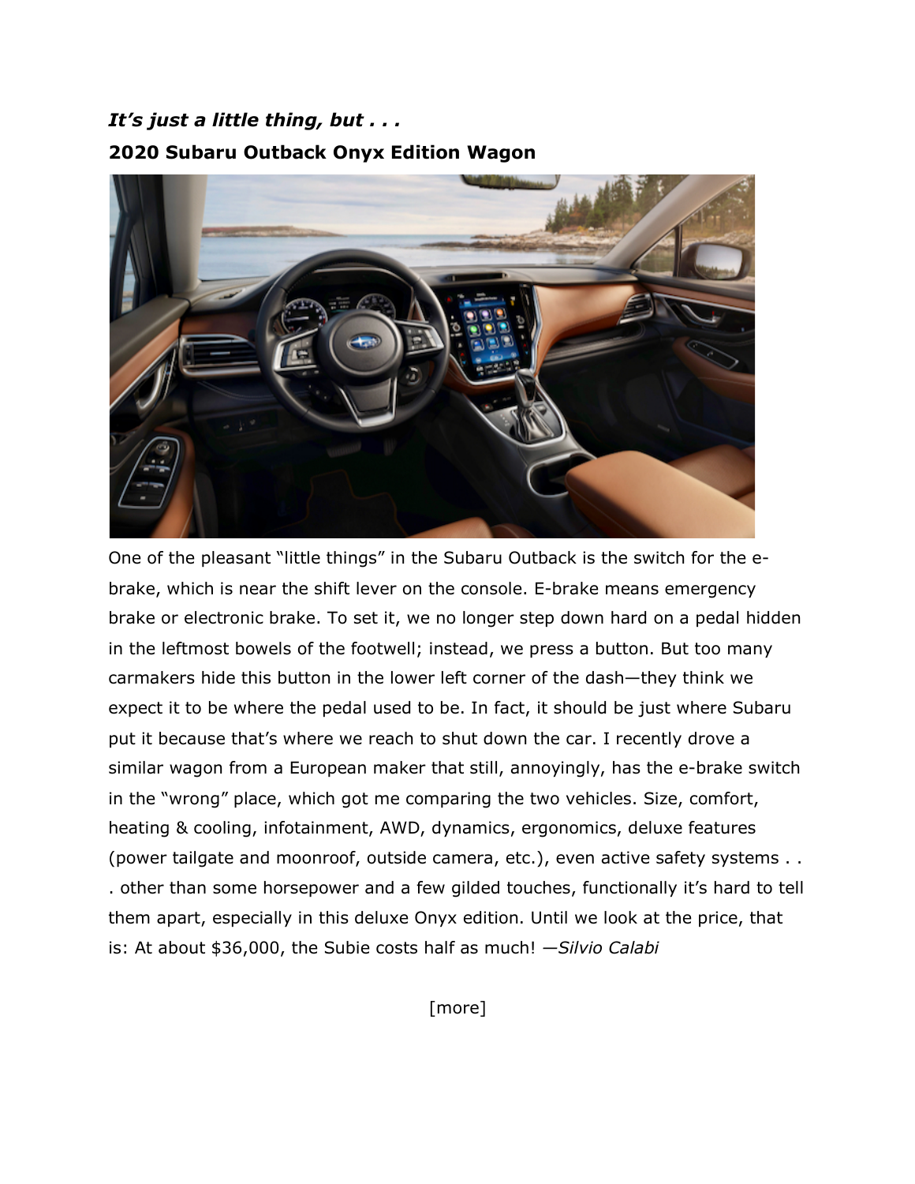***It's just a little thing, but . . .***

**2020 Subaru Outback Onyx Edition Wagon**

One of the pleasant "little things" in the Subaru Outback is the switch for the e-brake, which is near the shift lever on the console. E-brake means emergency brake or electronic brake. To set it, we no longer step down hard on a pedal hidden in the leftmost bowels of the footwell; instead, we press a button. But too many carmakers hide this button in the lower left corner of the dash—they think we expect it to be where the pedal used to be. In fact, it should be just where Subaru put it because that's where we reach to shut down the car. I recently drove a similar wagon from a European maker that still, annoyingly, has the e-brake switch in the "wrong" place, which got me comparing the two vehicles. Size, comfort, heating & cooling, infotainment, AWD, dynamics, ergonomics, deluxe features (power tailgate and moonroof, outside camera, etc.), even active safety systems . . . other than some horsepower and a few gilded touches, functionally it's hard to tell them apart, especially in this deluxe Onyx edition. Until we look at the price, that is: At about $36,000, the Subie costs half as much! —*Silvio Calabi*

[more]